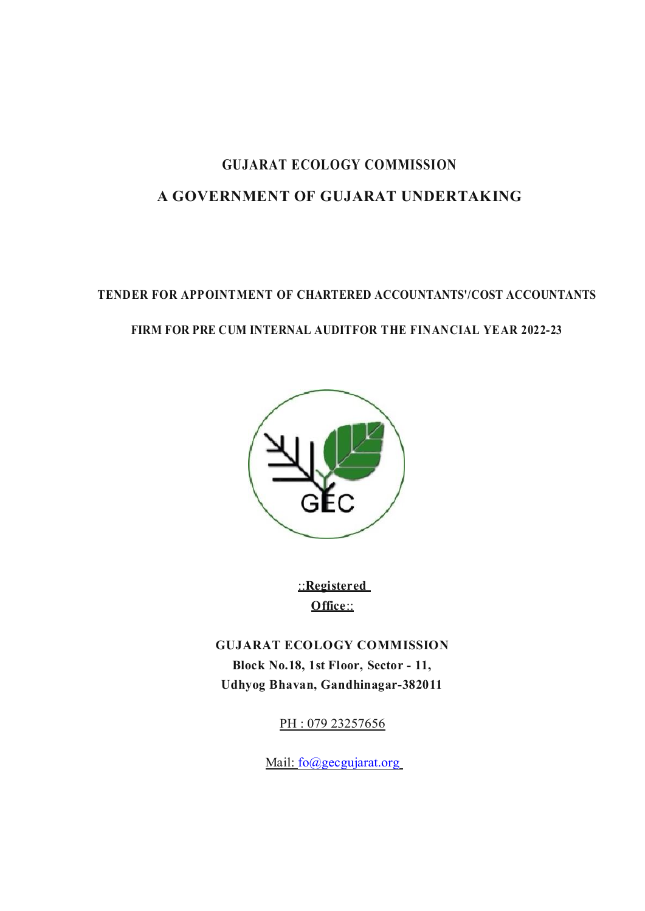# GUJARAT ECOLOGY COMMISSION

## A GOVERNMENT OF GUJARAT UNDERTAKING

### TENDER FOR APPOINTMENT OF CHARTERED ACCOUNTANTS'/COST ACCOUNTANTS FIRM FOR PRE CUM INTERNAL AUDITFOR THE FINANCIAL YEAR 2022-23

GEC

::**Registered Office**::

**GUJARAT ECOLOGY COMMISSION**
**Block No.18, 1st Floor, Sector - 11,**
**Udhyog Bhavan, Gandhinagar-382011**

PH : 079 23257656

Mail: fo@gecgujarat.org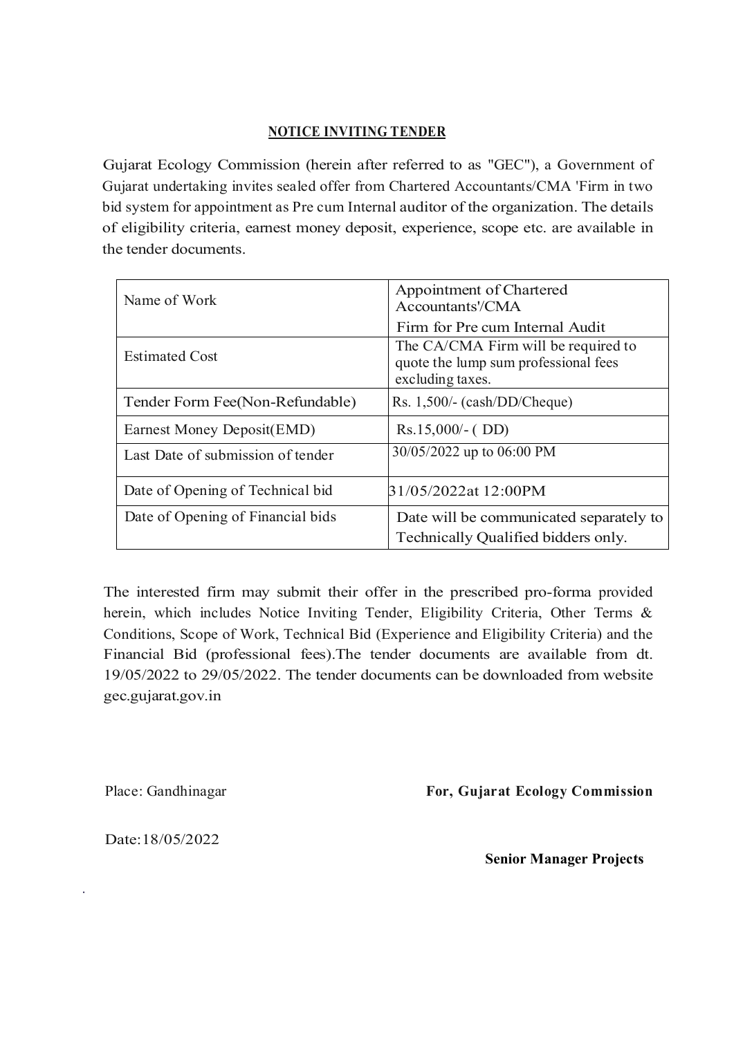## NOTICE INVITING TENDER

Gujarat Ecology Commission (herein after referred to as "GEC"), a Government of Gujarat undertaking invites sealed offer from Chartered Accountants/CMA 'Firm in two bid system for appointment as Pre cum Internal auditor of the organization. The details of eligibility criteria, earnest money deposit, experience, scope etc. are available in the tender documents.

| Name of Work | Appointment of Chartered Accountants'/CMA Firm for Pre cum Internal Audit |
|---|---|
| Estimated Cost | The CA/CMA Firm will be required to quote the lump sum professional fees excluding taxes. |
| Tender Form Fee(Non-Refundable) | Rs. 1,500/- (cash/DD/Cheque) |
| Earnest Money Deposit(EMD) | Rs.15,000/- ( DD) |
| Last Date of submission of tender | 30/05/2022 up to 06:00 PM |
| Date of Opening of Technical bid | 31/05/2022at 12:00PM |
| Date of Opening of Financial bids | Date will be communicated separately to Technically Qualified bidders only. |

The interested firm may submit their offer in the prescribed pro-forma provided herein, which includes Notice Inviting Tender, Eligibility Criteria, Other Terms & Conditions, Scope of Work, Technical Bid (Experience and Eligibility Criteria) and the Financial Bid (professional fees).The tender documents are available from dt. 19/05/2022 to 29/05/2022. The tender documents can be downloaded from website gec.gujarat.gov.in

Place: Gandhinagar

**For, Gujarat Ecology Commission**

Date:18/05/2022

**Senior Manager Projects**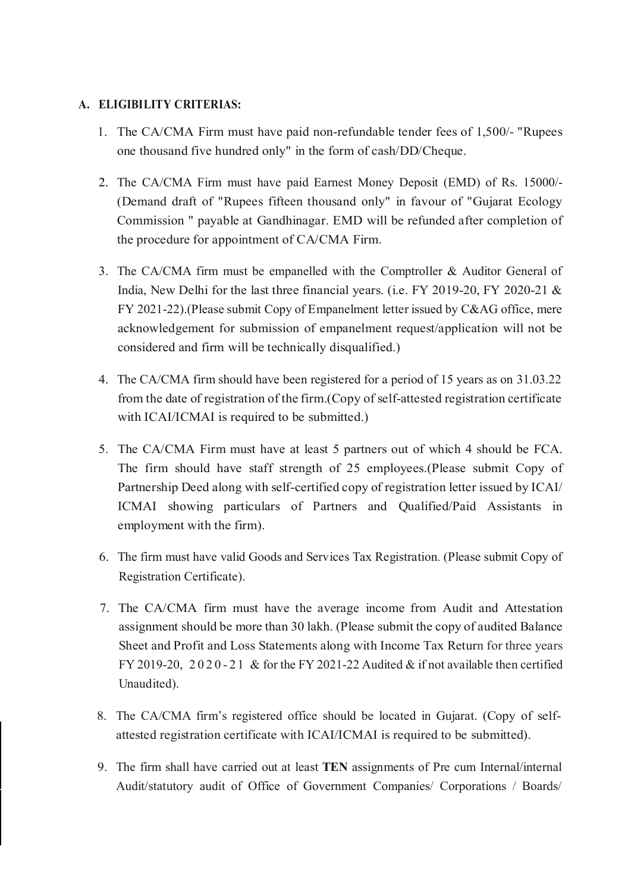## A. ELIGIBILITY CRITERIAS:

1. The CA/CMA Firm must have paid non-refundable tender fees of 1,500/- "Rupees one thousand five hundred only" in the form of cash/DD/Cheque.

2. The CA/CMA Firm must have paid Earnest Money Deposit (EMD) of Rs. 15000/- (Demand draft of "Rupees fifteen thousand only" in favour of "Gujarat Ecology Commission " payable at Gandhinagar. EMD will be refunded after completion of the procedure for appointment of CA/CMA Firm.

3. The CA/CMA firm must be empanelled with the Comptroller & Auditor General of India, New Delhi for the last three financial years. (i.e. FY 2019-20, FY 2020-21 & FY 2021-22).(Please submit Copy of Empanelment letter issued by C&AG office, mere acknowledgement for submission of empanelment request/application will not be considered and firm will be technically disqualified.)

4. The CA/CMA firm should have been registered for a period of 15 years as on 31.03.22 from the date of registration of the firm.(Copy of self-attested registration certificate with ICAI/ICMAI is required to be submitted.)

5. The CA/CMA Firm must have at least 5 partners out of which 4 should be FCA. The firm should have staff strength of 25 employees.(Please submit Copy of Partnership Deed along with self-certified copy of registration letter issued by ICAI/ ICMAI showing particulars of Partners and Qualified/Paid Assistants in employment with the firm).

6. The firm must have valid Goods and Services Tax Registration. (Please submit Copy of Registration Certificate).

7. The CA/CMA firm must have the average income from Audit and Attestation assignment should be more than 30 lakh. (Please submit the copy of audited Balance Sheet and Profit and Loss Statements along with Income Tax Return for three years FY 2019-20, 2020-21 & for the FY 2021-22 Audited & if not available then certified Unaudited).

8. The CA/CMA firm's registered office should be located in Gujarat. (Copy of self-attested registration certificate with ICAI/ICMAI is required to be submitted).

9. The firm shall have carried out at least **TEN** assignments of Pre cum Internal/internal Audit/statutory audit of Office of Government Companies/ Corporations / Boards/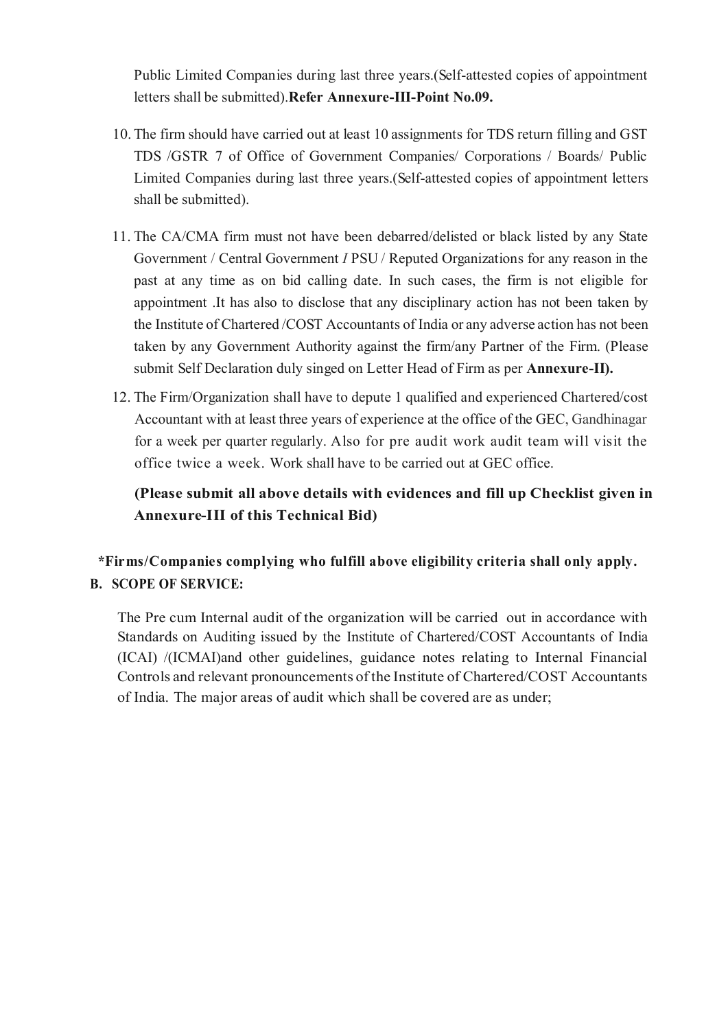Public Limited Companies during last three years.(Self-attested copies of appointment letters shall be submitted).**Refer Annexure-III-Point No.09.**

10. The firm should have carried out at least 10 assignments for TDS return filling and GST TDS /GSTR 7 of Office of Government Companies/ Corporations / Boards/ Public Limited Companies during last three years.(Self-attested copies of appointment letters shall be submitted).

11. The CA/CMA firm must not have been debarred/delisted or black listed by any State Government / Central Government *I* PSU / Reputed Organizations for any reason in the past at any time as on bid calling date. In such cases, the firm is not eligible for appointment .It has also to disclose that any disciplinary action has not been taken by the Institute of Chartered /COST Accountants of India or any adverse action has not been taken by any Government Authority against the firm/any Partner of the Firm. (Please submit Self Declaration duly singed on Letter Head of Firm as per **Annexure-II).**

12. The Firm/Organization shall have to depute 1 qualified and experienced Chartered/cost Accountant with at least three years of experience at the office of the GEC, Gandhinagar for a week per quarter regularly. Also for pre audit work audit team will visit the office twice a week. Work shall have to be carried out at GEC office.

    **(Please submit all above details with evidences and fill up Checklist given in Annexure-III of this Technical Bid)**

**\*Firms/Companies complying who fulfill above eligibility criteria shall only apply.**

**B. SCOPE OF SERVICE:**

The Pre cum Internal audit of the organization will be carried out in accordance with Standards on Auditing issued by the Institute of Chartered/COST Accountants of India (ICAI) /(ICMAI)and other guidelines, guidance notes relating to Internal Financial Controls and relevant pronouncements of the Institute of Chartered/COST Accountants of India. The major areas of audit which shall be covered are as under;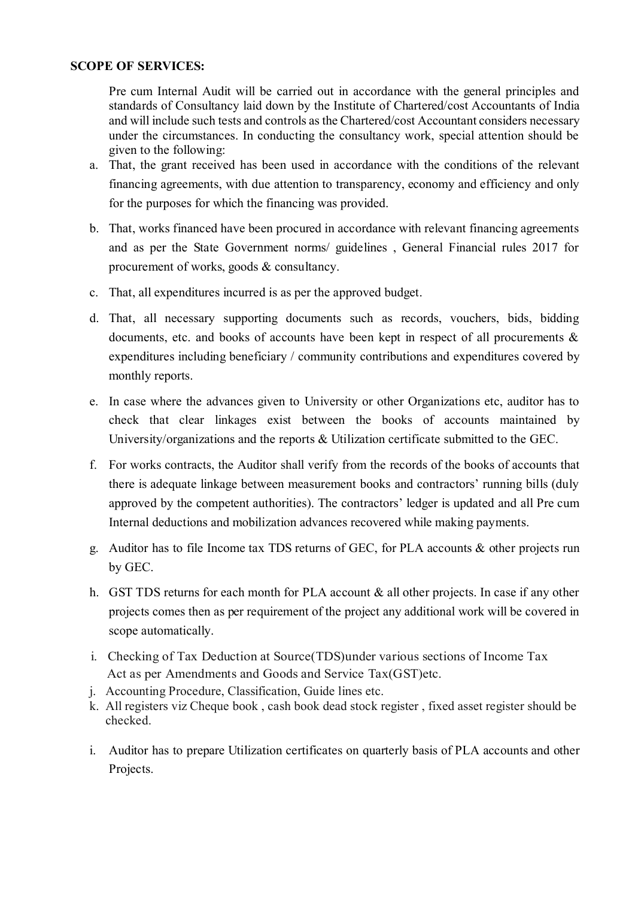**SCOPE OF SERVICES:**

Pre cum Internal Audit will be carried out in accordance with the general principles and standards of Consultancy laid down by the Institute of Chartered/cost Accountants of India and will include such tests and controls as the Chartered/cost Accountant considers necessary under the circumstances. In conducting the consultancy work, special attention should be given to the following:

a. That, the grant received has been used in accordance with the conditions of the relevant financing agreements, with due attention to transparency, economy and efficiency and only for the purposes for which the financing was provided.

b. That, works financed have been procured in accordance with relevant financing agreements and as per the State Government norms/ guidelines , General Financial rules 2017 for procurement of works, goods & consultancy.

c. That, all expenditures incurred is as per the approved budget.

d. That, all necessary supporting documents such as records, vouchers, bids, bidding documents, etc. and books of accounts have been kept in respect of all procurements & expenditures including beneficiary / community contributions and expenditures covered by monthly reports.

e. In case where the advances given to University or other Organizations etc, auditor has to check that clear linkages exist between the books of accounts maintained by University/organizations and the reports & Utilization certificate submitted to the GEC.

f. For works contracts, the Auditor shall verify from the records of the books of accounts that there is adequate linkage between measurement books and contractors' running bills (duly approved by the competent authorities). The contractors' ledger is updated and all Pre cum Internal deductions and mobilization advances recovered while making payments.

g. Auditor has to file Income tax TDS returns of GEC, for PLA accounts & other projects run by GEC.

h. GST TDS returns for each month for PLA account & all other projects. In case if any other projects comes then as per requirement of the project any additional work will be covered in scope automatically.

i. Checking of Tax Deduction at Source(TDS)under various sections of Income Tax Act as per Amendments and Goods and Service Tax(GST)etc.

j. Accounting Procedure, Classification, Guide lines etc.

k. All registers viz Cheque book , cash book dead stock register , fixed asset register should be checked.

i. Auditor has to prepare Utilization certificates on quarterly basis of PLA accounts and other Projects.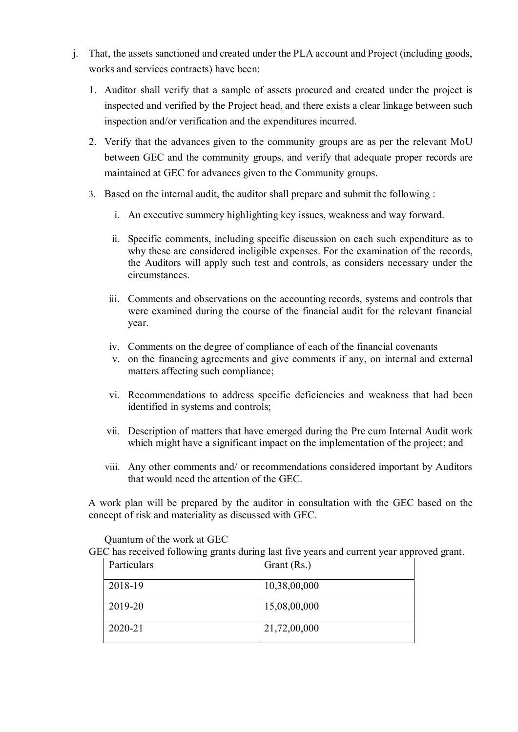j. That, the assets sanctioned and created under the PLA account and Project (including goods, works and services contracts) have been:

   1. Auditor shall verify that a sample of assets procured and created under the project is inspected and verified by the Project head, and there exists a clear linkage between such inspection and/or verification and the expenditures incurred.

   2. Verify that the advances given to the community groups are as per the relevant MoU between GEC and the community groups, and verify that adequate proper records are maintained at GEC for advances given to the Community groups.

   3. Based on the internal audit, the auditor shall prepare and submit the following :

      i. An executive summery highlighting key issues, weakness and way forward.

      ii. Specific comments, including specific discussion on each such expenditure as to why these are considered ineligible expenses. For the examination of the records, the Auditors will apply such test and controls, as considers necessary under the circumstances.

      iii. Comments and observations on the accounting records, systems and controls that were examined during the course of the financial audit for the relevant financial year.

      iv. Comments on the degree of compliance of each of the financial covenants

      v. on the financing agreements and give comments if any, on internal and external matters affecting such compliance;

      vi. Recommendations to address specific deficiencies and weakness that had been identified in systems and controls;

      vii. Description of matters that have emerged during the Pre cum Internal Audit work which might have a significant impact on the implementation of the project; and

      viii. Any other comments and/ or recommendations considered important by Auditors that would need the attention of the GEC.

A work plan will be prepared by the auditor in consultation with the GEC based on the concept of risk and materiality as discussed with GEC.

Quantum of the work at GEC

GEC has received following grants during last five years and current year approved grant.

| Particulars | Grant (Rs.) |
|---|---|
| 2018-19 | 10,38,00,000 |
| 2019-20 | 15,08,00,000 |
| 2020-21 | 21,72,00,000 |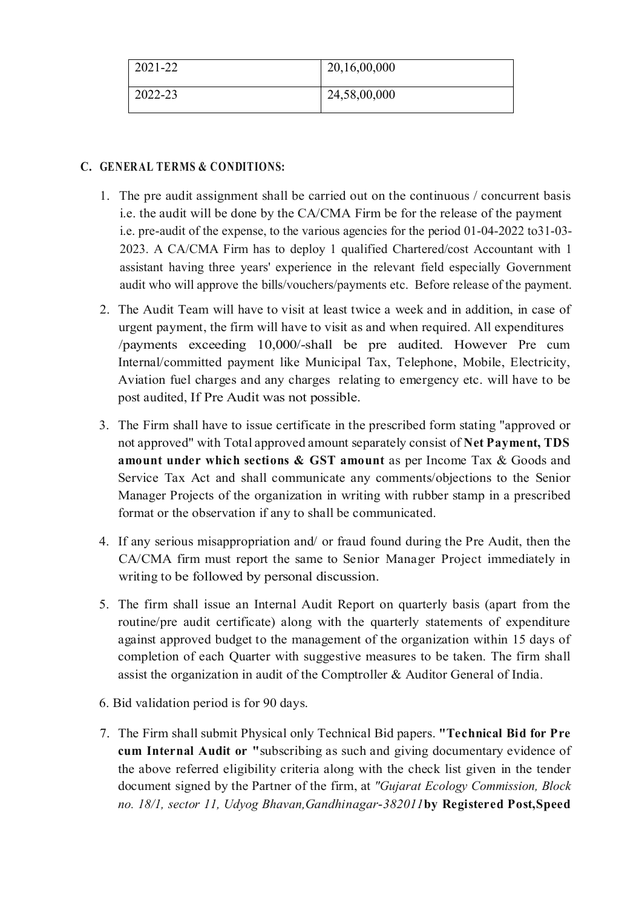| 2021-22 | 20,16,00,000 |
|---|---|
| 2022-23 | 24,58,00,000 |

### C. GENERAL TERMS & CONDITIONS:

1. The pre audit assignment shall be carried out on the continuous / concurrent basis i.e. the audit will be done by the CA/CMA Firm be for the release of the payment i.e. pre-audit of the expense, to the various agencies for the period 01-04-2022 to31-03-2023. A CA/CMA Firm has to deploy 1 qualified Chartered/cost Accountant with 1 assistant having three years' experience in the relevant field especially Government audit who will approve the bills/vouchers/payments etc. Before release of the payment.
2. The Audit Team will have to visit at least twice a week and in addition, in case of urgent payment, the firm will have to visit as and when required. All expenditures /payments exceeding 10,000/-shall be pre audited. However Pre cum Internal/committed payment like Municipal Tax, Telephone, Mobile, Electricity, Aviation fuel charges and any charges relating to emergency etc. will have to be post audited, If Pre Audit was not possible.
3. The Firm shall have to issue certificate in the prescribed form stating "approved or not approved" with Total approved amount separately consist of **Net Payment, TDS amount under which sections & GST amount** as per Income Tax & Goods and Service Tax Act and shall communicate any comments/objections to the Senior Manager Projects of the organization in writing with rubber stamp in a prescribed format or the observation if any to shall be communicated.
4. If any serious misappropriation and/ or fraud found during the Pre Audit, then the CA/CMA firm must report the same to Senior Manager Project immediately in writing to be followed by personal discussion.
5. The firm shall issue an Internal Audit Report on quarterly basis (apart from the routine/pre audit certificate) along with the quarterly statements of expenditure against approved budget to the management of the organization within 15 days of completion of each Quarter with suggestive measures to be taken. The firm shall assist the organization in audit of the Comptroller & Auditor General of India.
6. Bid validation period is for 90 days.
7. The Firm shall submit Physical only Technical Bid papers. **"Technical Bid for Pre cum Internal Audit or "**subscribing as such and giving documentary evidence of the above referred eligibility criteria along with the check list given in the tender document signed by the Partner of the firm, at *"Gujarat Ecology Commission, Block no. 18/1, sector 11, Udyog Bhavan,Gandhinagar-382011***by Registered Post,Speed**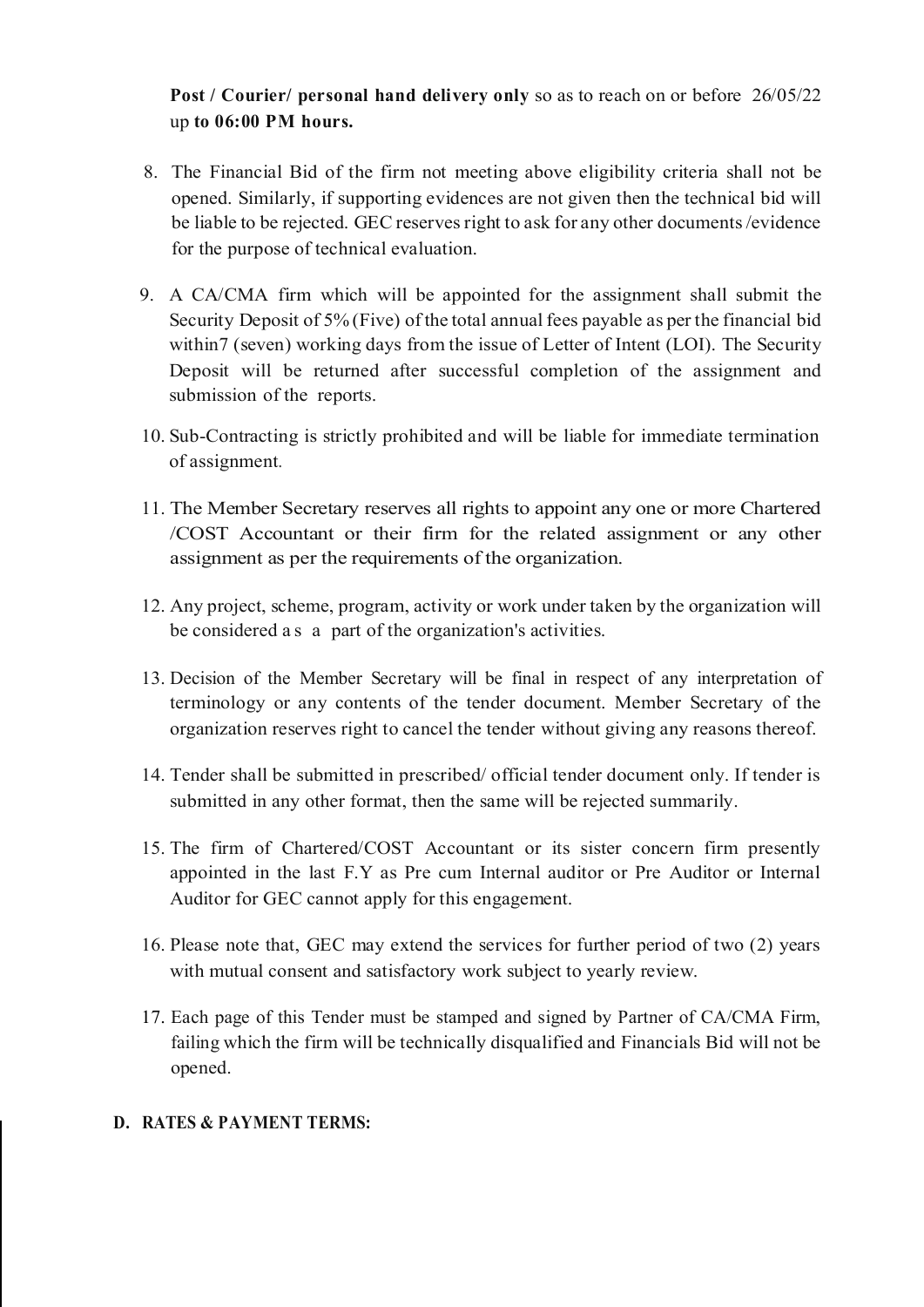**Post / Courier/ personal hand delivery only** so as to reach on or before 26/05/22 up **to 06:00 PM hours.**

8. The Financial Bid of the firm not meeting above eligibility criteria shall not be opened. Similarly, if supporting evidences are not given then the technical bid will be liable to be rejected. GEC reserves right to ask for any other documents /evidence for the purpose of technical evaluation.

9. A CA/CMA firm which will be appointed for the assignment shall submit the Security Deposit of 5% (Five) of the total annual fees payable as per the financial bid within7 (seven) working days from the issue of Letter of Intent (LOI). The Security Deposit will be returned after successful completion of the assignment and submission of the reports.

10. Sub-Contracting is strictly prohibited and will be liable for immediate termination of assignment.

11. The Member Secretary reserves all rights to appoint any one or more Chartered /COST Accountant or their firm for the related assignment or any other assignment as per the requirements of the organization.

12. Any project, scheme, program, activity or work under taken by the organization will be considered as a part of the organization's activities.

13. Decision of the Member Secretary will be final in respect of any interpretation of terminology or any contents of the tender document. Member Secretary of the organization reserves right to cancel the tender without giving any reasons thereof.

14. Tender shall be submitted in prescribed/ official tender document only. If tender is submitted in any other format, then the same will be rejected summarily.

15. The firm of Chartered/COST Accountant or its sister concern firm presently appointed in the last F.Y as Pre cum Internal auditor or Pre Auditor or Internal Auditor for GEC cannot apply for this engagement.

16. Please note that, GEC may extend the services for further period of two (2) years with mutual consent and satisfactory work subject to yearly review.

17. Each page of this Tender must be stamped and signed by Partner of CA/CMA Firm, failing which the firm will be technically disqualified and Financials Bid will not be opened.

## D. RATES & PAYMENT TERMS: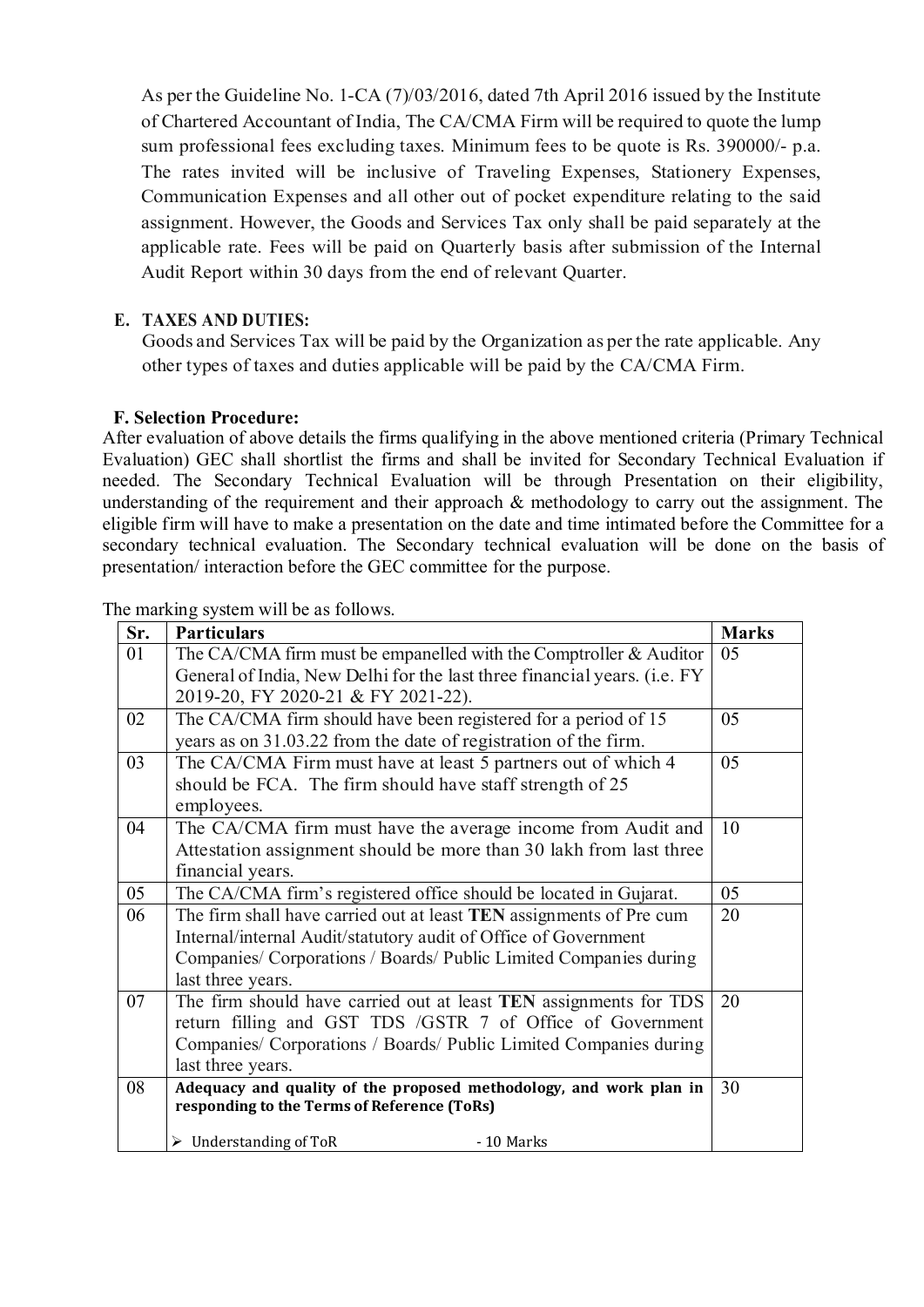As per the Guideline No. 1-CA (7)/03/2016, dated 7th April 2016 issued by the Institute of Chartered Accountant of India, The CA/CMA Firm will be required to quote the lump sum professional fees excluding taxes. Minimum fees to be quote is Rs. 390000/- p.a. The rates invited will be inclusive of Traveling Expenses, Stationery Expenses, Communication Expenses and all other out of pocket expenditure relating to the said assignment. However, the Goods and Services Tax only shall be paid separately at the applicable rate. Fees will be paid on Quarterly basis after submission of the Internal Audit Report within 30 days from the end of relevant Quarter.

**E. TAXES AND DUTIES:**

Goods and Services Tax will be paid by the Organization as per the rate applicable. Any other types of taxes and duties applicable will be paid by the CA/CMA Firm.

**F. Selection Procedure:**

After evaluation of above details the firms qualifying in the above mentioned criteria (Primary Technical Evaluation) GEC shall shortlist the firms and shall be invited for Secondary Technical Evaluation if needed. The Secondary Technical Evaluation will be through Presentation on their eligibility, understanding of the requirement and their approach & methodology to carry out the assignment. The eligible firm will have to make a presentation on the date and time intimated before the Committee for a secondary technical evaluation. The Secondary technical evaluation will be done on the basis of presentation/ interaction before the GEC committee for the purpose.

The marking system will be as follows.

| Sr. | Particulars | Marks |
|---|---|---|
| 01 | The CA/CMA firm must be empanelled with the Comptroller & Auditor General of India, New Delhi for the last three financial years. (i.e. FY 2019-20, FY 2020-21 & FY 2021-22). | 05 |
| 02 | The CA/CMA firm should have been registered for a period of 15 years as on 31.03.22 from the date of registration of the firm. | 05 |
| 03 | The CA/CMA Firm must have at least 5 partners out of which 4 should be FCA. The firm should have staff strength of 25 employees. | 05 |
| 04 | The CA/CMA firm must have the average income from Audit and Attestation assignment should be more than 30 lakh from last three financial years. | 10 |
| 05 | The CA/CMA firm's registered office should be located in Gujarat. | 05 |
| 06 | The firm shall have carried out at least **TEN** assignments of Pre cum Internal/internal Audit/statutory audit of Office of Government Companies/ Corporations / Boards/ Public Limited Companies during last three years. | 20 |
| 07 | The firm should have carried out at least **TEN** assignments for TDS return filling and GST TDS /GSTR 7 of Office of Government Companies/ Corporations / Boards/ Public Limited Companies during last three years. | 20 |
| 08 | **Adequacy and quality of the proposed methodology, and work plan in responding to the Terms of Reference (ToRs)**<br><br>➢ Understanding of ToR - 10 Marks | 30 |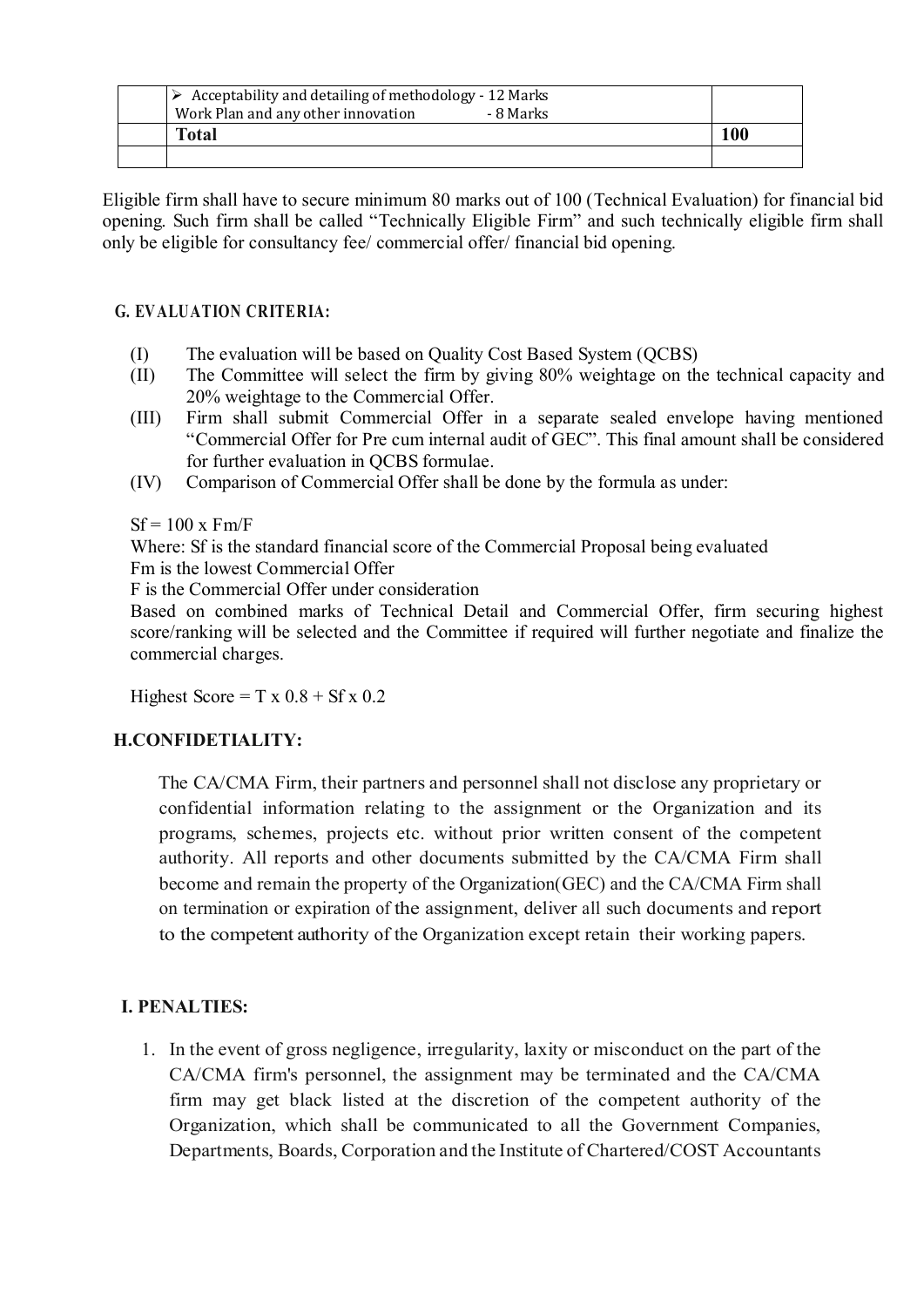| | ➢ Acceptability and detailing of methodology - 12 Marks<br>Work Plan and any other innovation - 8 Marks | |
|---|---|---|
| | **Total** | **100** |
| | | |

Eligible firm shall have to secure minimum 80 marks out of 100 (Technical Evaluation) for financial bid opening. Such firm shall be called "Technically Eligible Firm" and such technically eligible firm shall only be eligible for consultancy fee/ commercial offer/ financial bid opening.

### G. EVALUATION CRITERIA:

(I) The evaluation will be based on Quality Cost Based System (QCBS)

(II) The Committee will select the firm by giving 80% weightage on the technical capacity and 20% weightage to the Commercial Offer.

(III) Firm shall submit Commercial Offer in a separate sealed envelope having mentioned "Commercial Offer for Pre cum internal audit of GEC". This final amount shall be considered for further evaluation in QCBS formulae.

(IV) Comparison of Commercial Offer shall be done by the formula as under:

$Sf = 100 \times Fm/F$

Where: Sf is the standard financial score of the Commercial Proposal being evaluated

Fm is the lowest Commercial Offer

F is the Commercial Offer under consideration

Based on combined marks of Technical Detail and Commercial Offer, firm securing highest score/ranking will be selected and the Committee if required will further negotiate and finalize the commercial charges.

Highest Score = $T \times 0.8 + Sf \times 0.2$

### H.CONFIDETIALITY:

The CA/CMA Firm, their partners and personnel shall not disclose any proprietary or confidential information relating to the assignment or the Organization and its programs, schemes, projects etc. without prior written consent of the competent authority. All reports and other documents submitted by the CA/CMA Firm shall become and remain the property of the Organization(GEC) and the CA/CMA Firm shall on termination or expiration of the assignment, deliver all such documents and report to the competent authority of the Organization except retain their working papers.

### I. PENALTIES:

1. In the event of gross negligence, irregularity, laxity or misconduct on the part of the CA/CMA firm's personnel, the assignment may be terminated and the CA/CMA firm may get black listed at the discretion of the competent authority of the Organization, which shall be communicated to all the Government Companies, Departments, Boards, Corporation and the Institute of Chartered/COST Accountants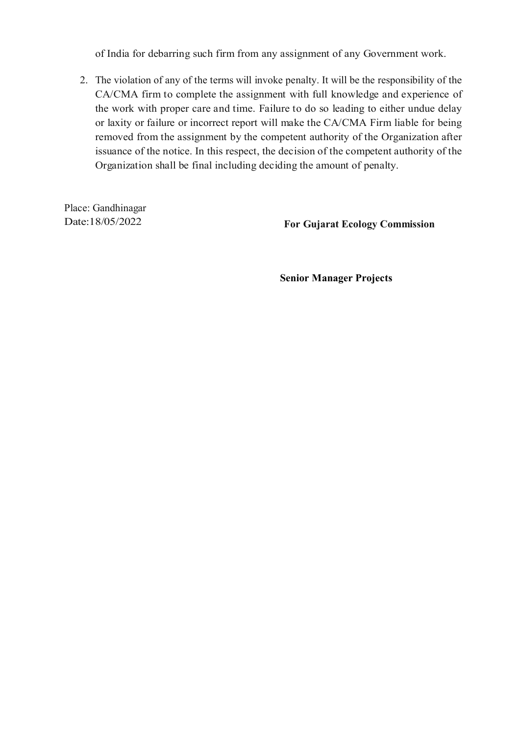of India for debarring such firm from any assignment of any Government work.

2. The violation of any of the terms will invoke penalty. It will be the responsibility of the CA/CMA firm to complete the assignment with full knowledge and experience of the work with proper care and time. Failure to do so leading to either undue delay or laxity or failure or incorrect report will make the CA/CMA Firm liable for being removed from the assignment by the competent authority of the Organization after issuance of the notice. In this respect, the decision of the competent authority of the Organization shall be final including deciding the amount of penalty.

Place: Gandhinagar
Date:18/05/2022

**For Gujarat Ecology Commission**

**Senior Manager Projects**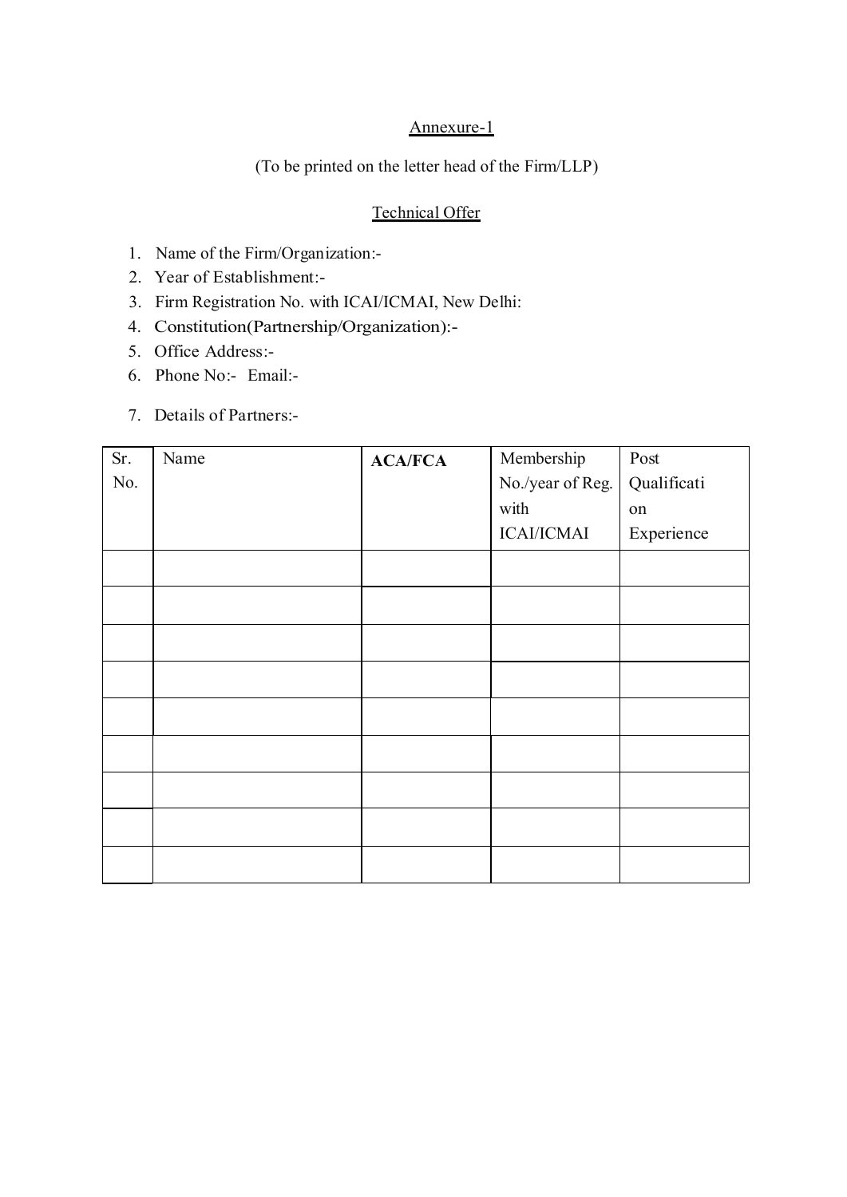Annexure-1

(To be printed on the letter head of the Firm/LLP)

Technical Offer

1. Name of the Firm/Organization:-
2. Year of Establishment:-
3. Firm Registration No. with ICAI/ICMAI, New Delhi:
4. Constitution(Partnership/Organization):-
5. Office Address:-
6. Phone No:- Email:-
7. Details of Partners:-

| Sr. No. | Name | **ACA/FCA** | Membership No./year of Reg. with ICAI/ICMAI | Post Qualification Experience |
|---|---|---|---|---|
| | | | | |
| | | | | |
| | | | | |
| | | | | |
| | | | | |
| | | | | |
| | | | | |
| | | | | |
| | | | | |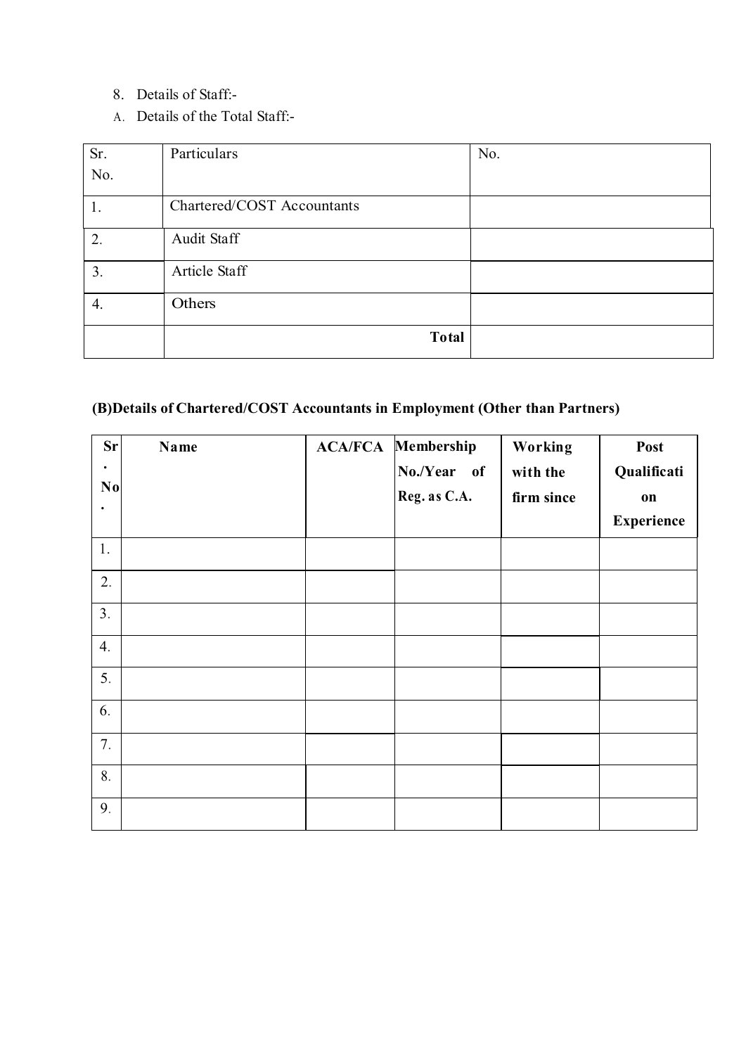8. Details of Staff:-

A. Details of the Total Staff:-

| Sr. No. | Particulars | No. |
|---|---|---|
| 1. | Chartered/COST Accountants | |
| 2. | Audit Staff | |
| 3. | Article Staff | |
| 4. | Others | |
| | **Total** | |

**(B)Details of Chartered/COST Accountants in Employment (Other than Partners)**

| Sr. No. | Name | ACA/FCA | Membership No./Year of Reg. as C.A. | Working with the firm since | Post Qualification Experience |
|---|---|---|---|---|---|
| 1. | | | | | |
| 2. | | | | | |
| 3. | | | | | |
| 4. | | | | | |
| 5. | | | | | |
| 6. | | | | | |
| 7. | | | | | |
| 8. | | | | | |
| 9. | | | | | |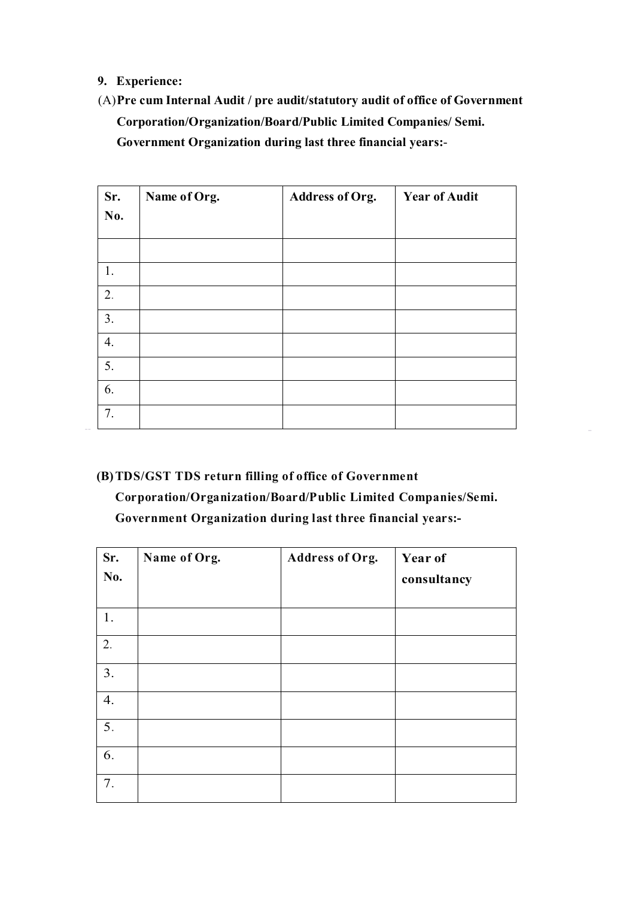9. **Experience:**

(A) **Pre cum Internal Audit / pre audit/statutory audit of office of Government Corporation/Organization/Board/Public Limited Companies/ Semi. Government Organization during last three financial years:-**

| Sr. No. | Name of Org. | Address of Org. | Year of Audit |
|---|---|---|---|
| | | | |
| 1. | | | |
| 2. | | | |
| 3. | | | |
| 4. | | | |
| 5. | | | |
| 6. | | | |
| 7. | | | |

**(B) TDS/GST TDS return filling of office of Government Corporation/Organization/Board/Public Limited Companies/Semi. Government Organization during last three financial years:-**

| Sr. No. | Name of Org. | Address of Org. | Year of consultancy |
|---|---|---|---|
| 1. | | | |
| 2. | | | |
| 3. | | | |
| 4. | | | |
| 5. | | | |
| 6. | | | |
| 7. | | | |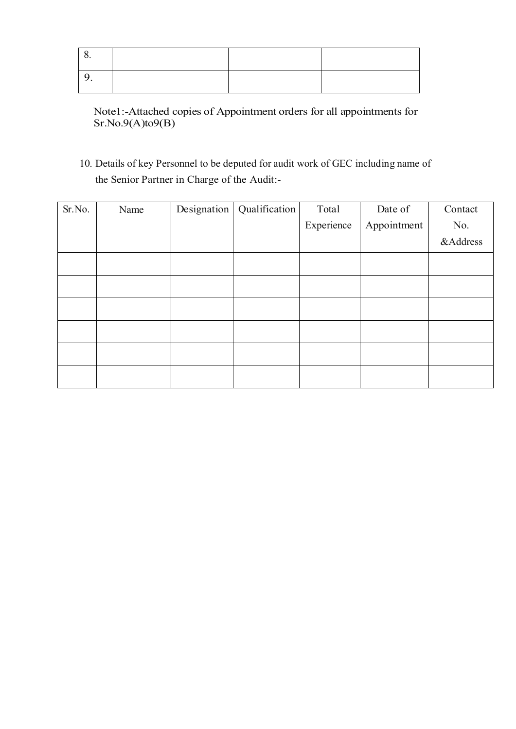| 8. | | | |
|---|---|---|---|
| 9. | | | |

Note1:-Attached copies of Appointment orders for all appointments for Sr.No.9(A)to9(B)

10. Details of key Personnel to be deputed for audit work of GEC including name of the Senior Partner in Charge of the Audit:-

| Sr.No. | Name | Designation | Qualification | Total Experience | Date of Appointment | Contact No. &Address |
|---|---|---|---|---|---|---|
| | | | | | | |
| | | | | | | |
| | | | | | | |
| | | | | | | |
| | | | | | | |
| | | | | | | |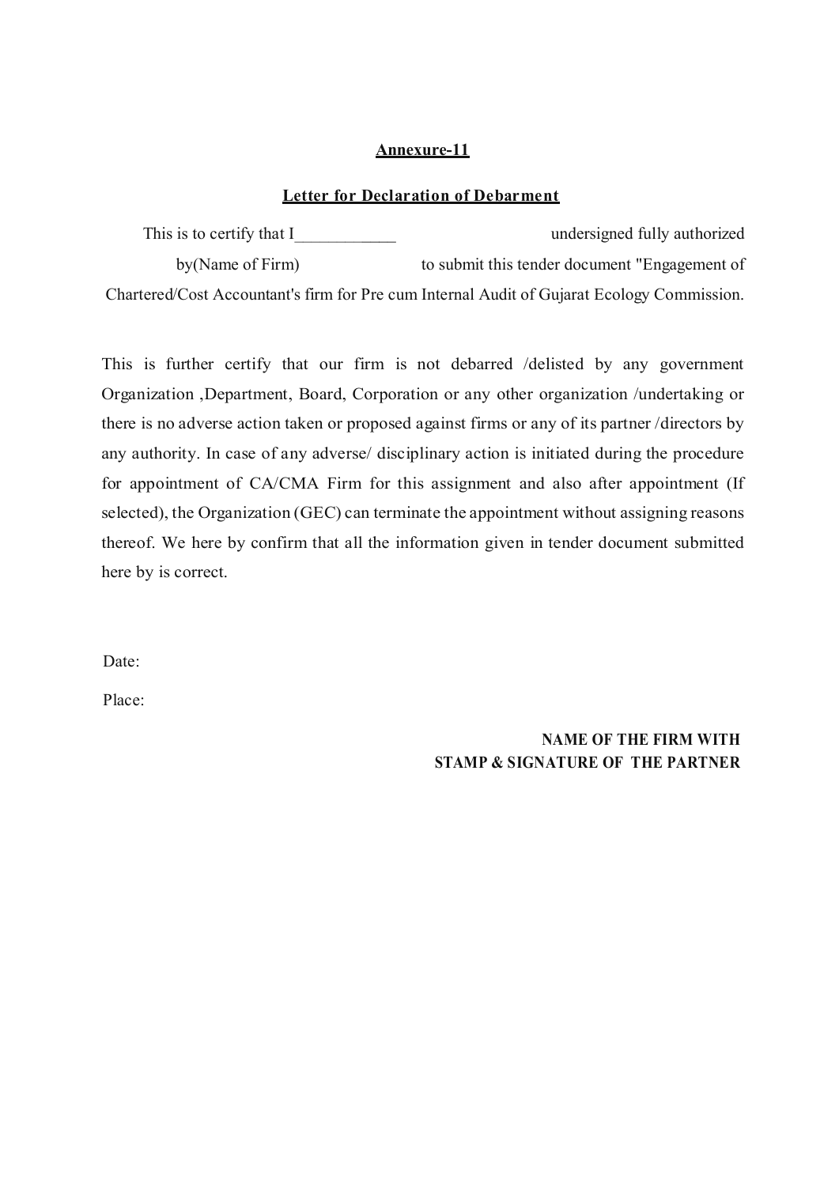**Annexure-11**

**Letter for Declaration of Debarment**

This is to certify that I____________ undersigned fully authorized by(Name of Firm) to submit this tender document "Engagement of Chartered/Cost Accountant's firm for Pre cum Internal Audit of Gujarat Ecology Commission.

This is further certify that our firm is not debarred /delisted by any government Organization ,Department, Board, Corporation or any other organization /undertaking or there is no adverse action taken or proposed against firms or any of its partner /directors by any authority. In case of any adverse/ disciplinary action is initiated during the procedure for appointment of CA/CMA Firm for this assignment and also after appointment (If selected), the Organization (GEC) can terminate the appointment without assigning reasons thereof. We here by confirm that all the information given in tender document submitted here by is correct.

Date:

Place:

**NAME OF THE FIRM WITH**
**STAMP & SIGNATURE OF THE PARTNER**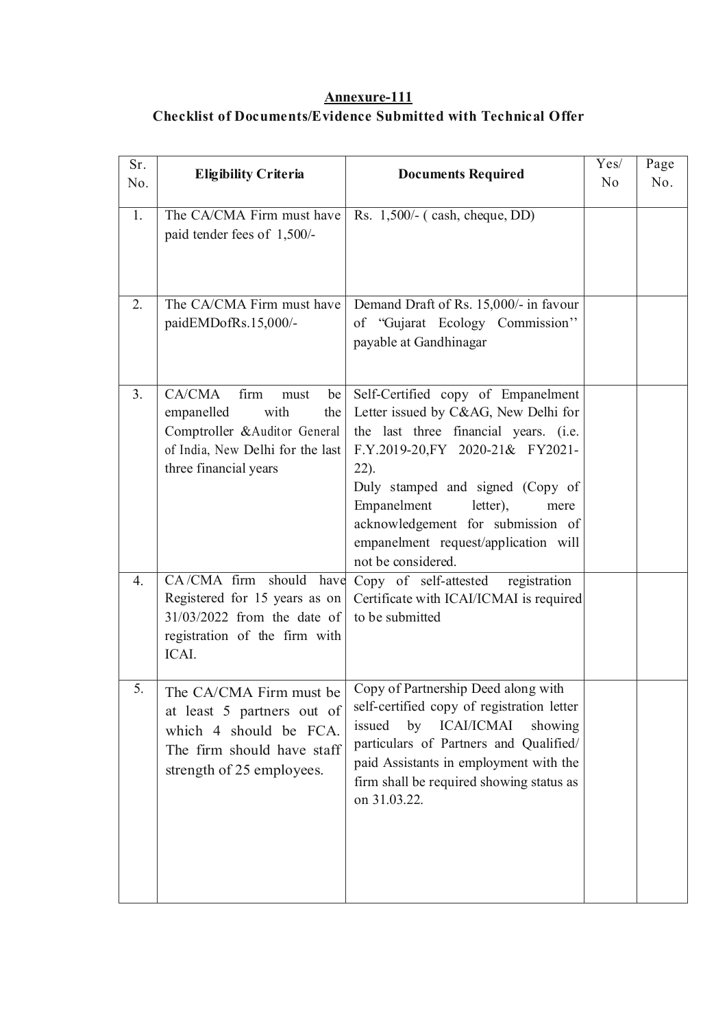**Annexure-111**

**Checklist of Documents/Evidence Submitted with Technical Offer**

| Sr. No. | Eligibility Criteria | Documents Required | Yes/ No | Page No. |
|---|---|---|---|---|
| 1. | The CA/CMA Firm must have paid tender fees of 1,500/- | Rs. 1,500/- ( cash, cheque, DD) | | |
| 2. | The CA/CMA Firm must have paidEMDofRs.15,000/- | Demand Draft of Rs. 15,000/- in favour of "Gujarat Ecology Commission" payable at Gandhinagar | | |
| 3. | CA/CMA firm must be empanelled with the Comptroller &Auditor General of India, New Delhi for the last three financial years | Self-Certified copy of Empanelment Letter issued by C&AG, New Delhi for the last three financial years. (i.e. F.Y.2019-20,FY 2020-21& FY2021-22). Duly stamped and signed (Copy of Empanelment letter), mere acknowledgement for submission of empanelment request/application will not be considered. | | |
| 4. | CA/CMA firm should have Registered for 15 years as on 31/03/2022 from the date of registration of the firm with ICAI. | Copy of self-attested registration Certificate with ICAI/ICMAI is required to be submitted | | |
| 5. | The CA/CMA Firm must be at least 5 partners out of which 4 should be FCA. The firm should have staff strength of 25 employees. | Copy of Partnership Deed along with self-certified copy of registration letter issued by ICAI/ICMAI showing particulars of Partners and Qualified/ paid Assistants in employment with the firm shall be required showing status as on 31.03.22. | | |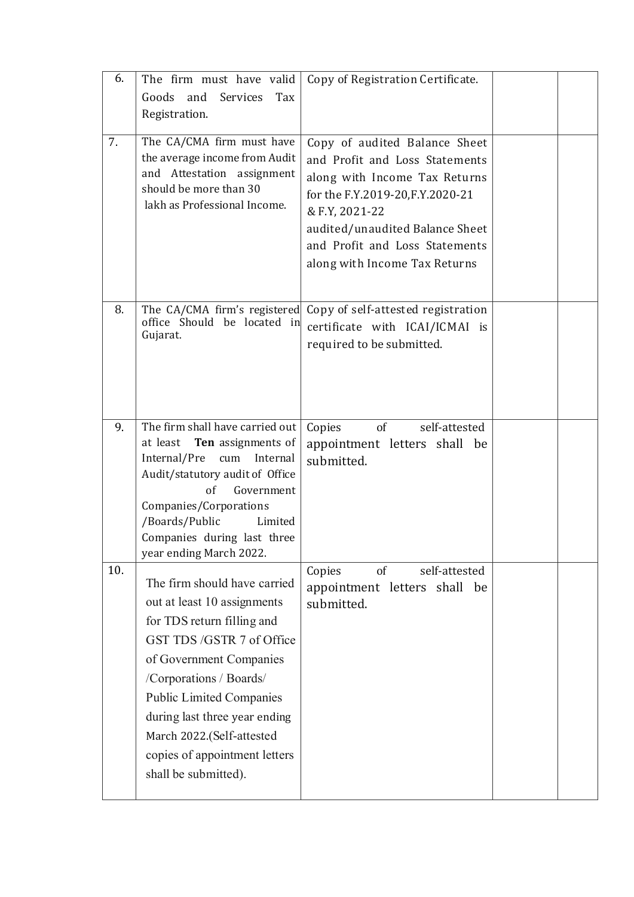| | | | | |
|---|---|---|---|---|
| 6. | The firm must have valid Goods and Services Tax Registration. | Copy of Registration Certificate. | | |
| 7. | The CA/CMA firm must have the average income from Audit and Attestation assignment should be more than 30 lakh as Professional Income. | Copy of audited Balance Sheet and Profit and Loss Statements along with Income Tax Returns for the F.Y.2019-20,F.Y.2020-21 & F.Y, 2021-22 audited/unaudited Balance Sheet and Profit and Loss Statements along with Income Tax Returns | | |
| 8. | The CA/CMA firm's registered office Should be located in Gujarat. | Copy of self-attested registration certificate with ICAI/ICMAI is required to be submitted. | | |
| 9. | The firm shall have carried out at least **Ten** assignments of Internal/Pre cum Internal Audit/statutory audit of Office of Government Companies/Corporations /Boards/Public Limited Companies during last three year ending March 2022. | Copies of self-attested appointment letters shall be submitted. | | |
| 10. | The firm should have carried out at least 10 assignments for TDS return filling and GST TDS /GSTR 7 of Office of Government Companies /Corporations / Boards/ Public Limited Companies during last three year ending March 2022.(Self-attested copies of appointment letters shall be submitted). | Copies of self-attested appointment letters shall be submitted. | | |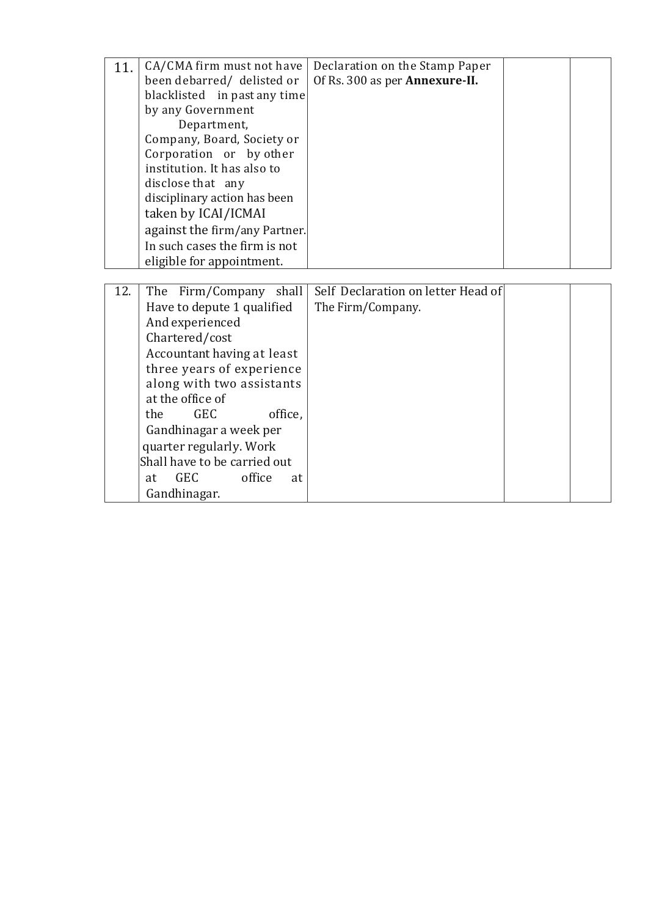| 11. | CA/CMA firm must not have been debarred/ delisted or blacklisted in past any time by any Government Department, Company, Board, Society or Corporation or by other institution. It has also to disclose that any disciplinary action has been taken by ICAI/ICMAI against the firm/any Partner. In such cases the firm is not eligible for appointment. | Declaration on the Stamp Paper Of Rs. 300 as per **Annexure-II.** | | |
|---|---|---|---|---|
| 12. | The Firm/Company shall Have to depute 1 qualified And experienced Chartered/cost Accountant having at least three years of experience along with two assistants at the office of the GEC office, Gandhinagar a week per quarter regularly. Work Shall have to be carried out at GEC office at Gandhinagar. | Self Declaration on letter Head of The Firm/Company. | | |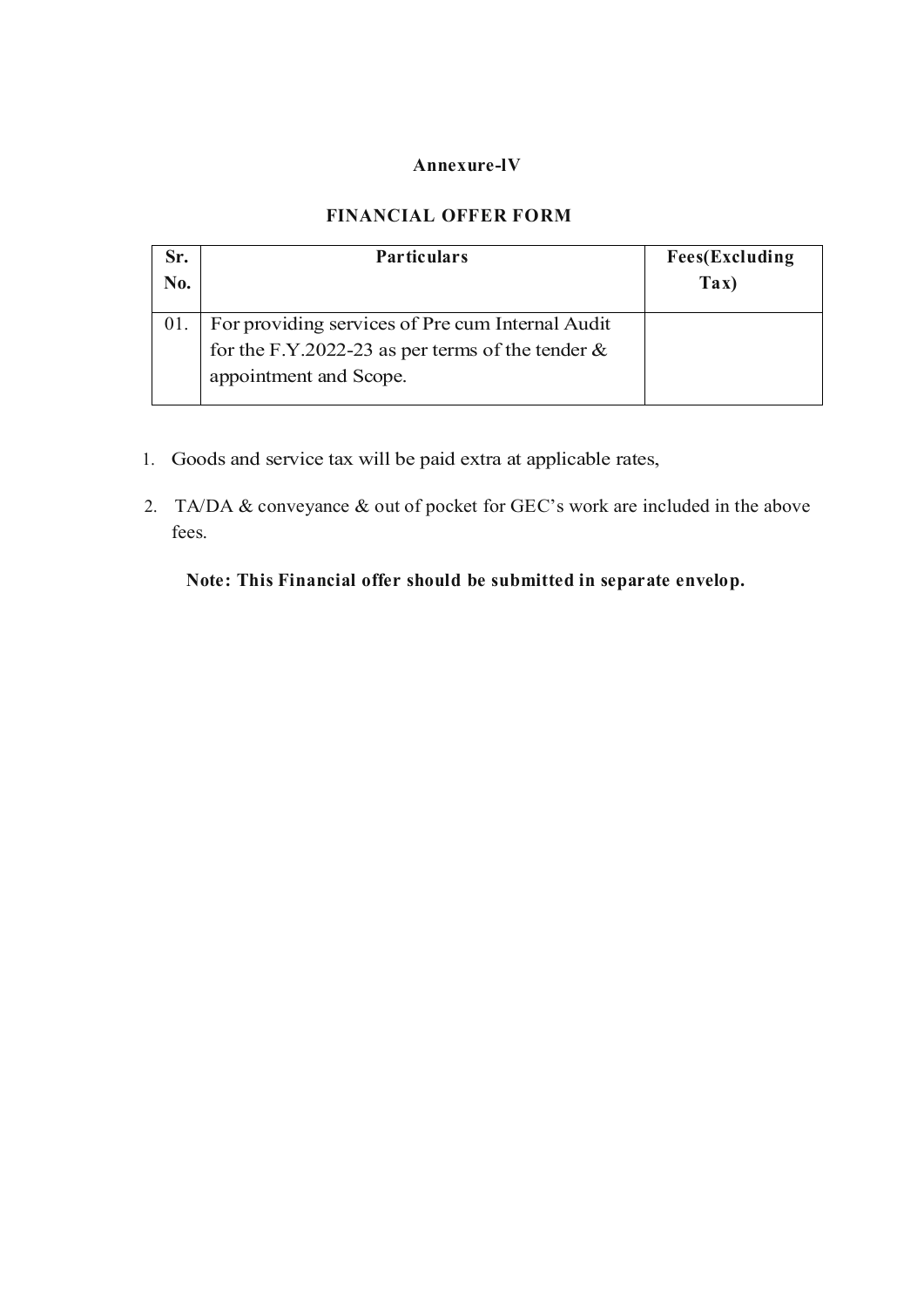**Annexure-IV**

**FINANCIAL OFFER FORM**

| Sr. No. | Particulars | Fees(Excluding Tax) |
|---|---|---|
| 01. | For providing services of Pre cum Internal Audit for the F.Y.2022-23 as per terms of the tender & appointment and Scope. | |

1. Goods and service tax will be paid extra at applicable rates,
2. TA/DA & conveyance & out of pocket for GEC's work are included in the above fees.

**Note: This Financial offer should be submitted in separate envelop.**